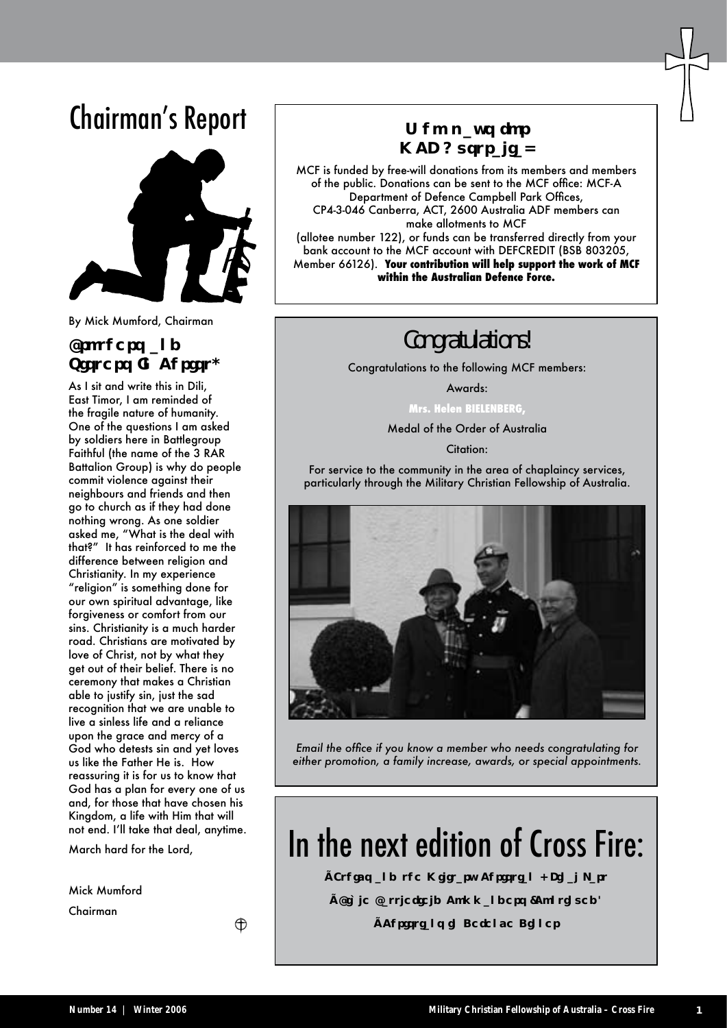# Chairman's Report

By Mick Mumford, Chairman

## Brothers and Sisters In Christ,

As I sit and write this in Dili, East Timor, I am reminded of the fragile nature of humanity. One of the questions I am asked by soldiers here in Battlegroup Faithful (the name of the 3 RAR Battalion Group) is why do people commit violence against their neighbours and friends and then go to church as if they had done nothing wrong. As one soldier asked me, "What is the deal with that?" It has reinforced to me the difference between religion and Christianity. In my experience "religion" is something done for our own spiritual advantage, like forgiveness or comfort from our sins. Christianity is a much harder road. Christians are motivated by love of Christ, not by what they get out of their belief. There is no ceremony that makes a Christian able to justify sin, just the sad recognition that we are unable to live a sinless life and a reliance upon the grace and mercy of a God who detests sin and yet loves us like the Father He is. How reassuring it is for us to know that God has a plan for every one of us and, for those that have chosen his Kingdom, a life with Him that will not end. I'll take that deal, anytime.

March hard for the Lord,

Mick Mumford

Chairman

## Who pays for MCF Australia?

MCF is funded by free-will donations from its members and members of the public. Donations can be sent to the MCF office: MCF-A Department of Defence Campbell Park Offices, CP4-3-046 Canberra, ACT, 2600 Australia ADF members can make allotments to MCF (allotee number 122), or funds can be transferred directly from your bank account to the MCF account with DEFCREDIT (BSB 803205, Member 66126). **Your contribution will help support the work of MCF within the Australian Defence Force.**

## Congratulations!

Congratulations to the following MCF members:

Awards:

**Mrs. Helen BIELENBERG,**

Medal of the Order of Australia

Citation:

For service to the community in the area of chaplaincy services, particularly through the Military Christian Fellowship of Australia.

*Email the office if you know a member who needs congratulating for either promotion, a family increase, awards, or special appointments.*

# In the next edition of Cross Fire:

- **Ethics and the Military Christian - Final Part**
- **Bible Battlefield Commanders (Continued)**
- **Christians in Defence Dinner**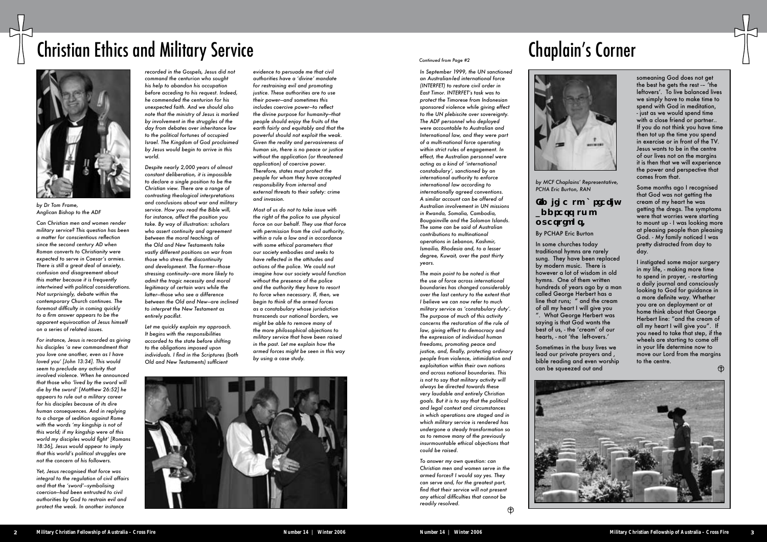# Christian Ethics and Military Service

*by Dr Tom Frame, Anglican Bishop to the ADF*

Can Christian men and women render military service? This question has been a matter for conscientious reflection since the second century AD when Roman converts to Christianity were expected to serve in Caesar's armies. There is still a great deal of anxiety, confusion and disagreement about this matter because it is frequently intertwined with political considerations. Not surprisingly, debate within the contemporary Church continues. The foremost difficulty in coming quickly to a firm answer appears to be the apparent equivocation of Jesus himself on a series of related issues.

For instance, Jesus is recorded as giving his disciples 'a new commandment that you love one another, even as I have loved you' [John 13:34]. This would seem to preclude any activity that involved violence. When he announced that those who 'lived by the sword will die by the sword' [Matthew 26:52] he appears to rule out a military career for his disciples because of its dire human consequences. And in replying to a charge of sedition against Rome with the words 'my kingship is not of this world; if my kingship were of this world my disciples would fight' [Romans 18:36], Jesus would appear to imply that this world's political struggles are not the concern of his followers.

Yet, Jesus recognised that force was integral to the regulation of civil affairs and that the 'sword'—symbolising coercion—had been entrusted to civil authorities by God to restrain evil and protect the weak. In another instance recorded in the Gospels, Jesus did not command the centurion who sought his help to abandon his occupation before acceding to his request. Indeed, he commended the centurion for his unexpected faith. And we should also note that the ministry of Jesus is marked by involvement in the struggles of the day from debates over inheritance law to the political fortunes of occupied Israel. The Kingdom of God proclaimed by Jesus would begin to arrive in this world.

Despite nearly 2,000 years of almost constant deliberation, it is impossible to declare a single position to be the Christian view. There are a range of contrasting theological interpretations and conclusions about war and military service. How you read the Bible will, for instance, affect the position you take. By way of illustration: scholars who assert continuity and agreement between the moral teachings of the Old and New Testaments take vastly different positions on war from those who stress the discontinuity and development. The former—those stressing continuity—are more likely to admit the tragic necessity and moral legitimacy of certain wars while the latter—those who see a difference between the Old and New—are inclined to interpret the New Testament as entirely pacifist.

Let me quickly explain my approach. It begins with the responsibilities accorded to the state before shifting to the obligations imposed upon individuals. I find in the Scriptures (both Old and New Testaments) sufficient evidence to persuade me that civil authorities have a 'divine' mandate for restraining evil and promoting justice. These authorities are to use their power—and sometimes this includes coercive power—to reflect the divine purpose for humanity—that people should enjoy the fruits of the earth fairly and equitably and that the powerful should not exploit the weak. Given the reality and pervasiveness of human sin, there is no peace or justice without the application (or threatened application) of coercive power. Therefore, states must protect the people for whom they have accepted responsibility from internal and external threats to their safety: crime and invasion.

Most of us do not to take issue with the right of the police to use physical force on our behalf. They use that force with permission from the civil authority, within a rule a law and in accordance with some ethical parameters that our society embodies and seeks to have reflected in the attitudes and actions of the police. We could not imagine how our society would function without the presence of the police and the authority they have to resort to force when necessary. If, then, we begin to think of the armed forces as a constabulary whose jurisdiction transcends our national borders, we might be able to remove many of the more philosophical objections to military service that have been raised in the past. Let me explain how the armed forces might be seen in this way by using a case study.

*Continued from Page #2*

In September 1999, the UN sanctioned an Australian-led international force (INTERFET) to restore civil order in East Timor. INTERFET's task was to protect the Timorese from Indonesian sponsored violence while giving effect to the UN plebiscite over sovereignty. The ADF personnel who deployed were accountable to Australian and International law, and they were part of a multi-national force operating within strict rules of engagement. In effect, the Australian personnel were acting as a kind of 'international constabulary', sanctioned by an international authority to enforce international law according to internationally agreed conventions. A similar account can be offered of Australian involvement in UN missions in Rwanda, Somalia, Cambodia, Bougainville and the Solomon Islands. The same can be said of Australian contributions to multinational operations in Lebanon, Kashmir, Ismailia, Rhodesia and, to a lesser degree, Kuwait, over the past thirty years.

The main point to be noted is that the use of force across international boundaries has changed considerably over the last century to the extent that I believe we can now refer to much military service as 'constabulary duty'. The purpose of much of this activity concerns the restoration of the rule of law, giving effect to democracy and the expression of individual human freedoms, promoting peace and justice, and, finally, protecting ordinary people from violence, intimidation and exploitation within their own nations and across national boundaries. This is not to say that military activity will always be directed towards these very laudable and entirely Christian goals. But it is to say that the political and legal context and circumstances in which operations are staged and in which military service is rendered has undergone a steady transformation so as to remove many of the previously insurmountable ethical objections that could be raised.

To answer my own question: can Christian men and women serve in the armed forces? I would say yes. They can serve and, for the greatest part, find that their service will not present any ethical difficulties that cannot be readily resolved.

# Chaplain's Corner

*by MCF Chaplains' Representative, PCHA Eric Burton, RAN*

## The cream of my heart

By PCHAP Eric Burton

In some churches today traditional hymns are rarely sung. They have been replaced by modern music. There is however a lot of wisdom in old hymns. One of them written hundreds of years ago by a man called George Herbert has a line that runs; " and the cream of all my heart I will give you ". What George Herbert was saying is that God wants the best of us, - the 'cream' of our hearts, - not 'the left-overs.'

Sometimes in the busy lives we lead our private prayers and , bible reading and even worship can be squeezed out and someaning God does not get the best he gets the rest -– 'the leftovers'. To live balanced lives we simply have to make time to spend with God in meditation, - just as we would spend time with a close friend or partner.. If you do not think you have time then tot up the time you spend in exercise or in front of the TV. Jesus wants to be in the centre of our lives not on the margins it is then that we will experience the power and perspective that comes from that.

Some months ago I recognised that God was not getting the cream of my heart he was getting the dregs. The symptoms were that worries were starting to mount up - I was looking more at pleasing people than pleasing God. - My family noticed I was pretty distracted from day to day.

I instigated some major surgery in my life, - making more time to spend in prayer, - re-starting a daily journal and consciously looking to God for guidance in a more definite way. Whether you are on deployment or at home think about that George Herbert line: "and the cream of all my heart I will give you". If you need to take that step, if the wheels are starting to come off in your life determine now to move our Lord from the margins to the centre.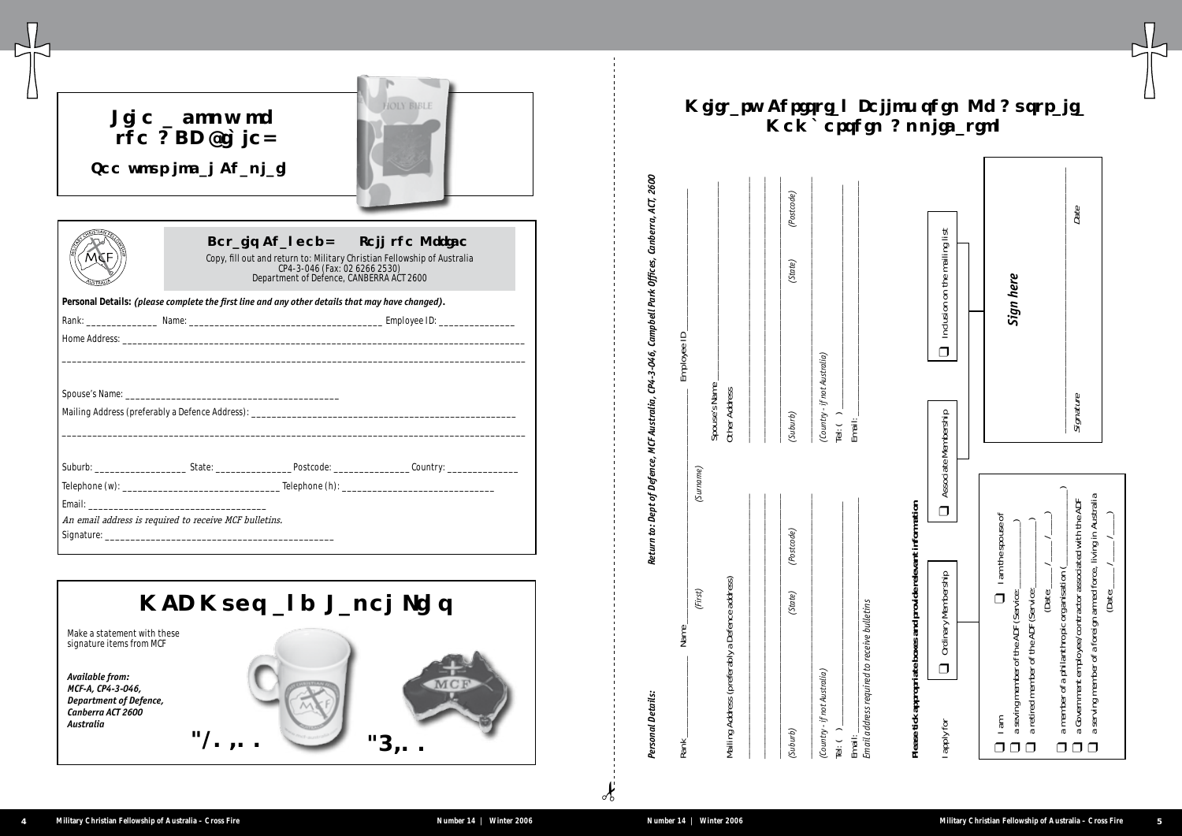# Like a copy of the ADF Bible?

**See your local Chaplain**

## Details Change? Tell the Office

Copy, fill out and return to: Military Christian Fellowship of Australia
CP4-3-046 (Fax: 02 6266 2530)
Department of Defence, CANBERRA ACT 2600

**Personal Details:** ***(please complete the first line and any other details that may have changed).***

Rank: ______________ Name: ______________________________________ Employee ID: ______________

Home Address: ________________________________________________________________________________

______________________________________________________________________________________________

Spouse's Name: ____________________________________________

Mailing Address (preferably a Defence Address): ____________________________________________________

______________________________________________________________________________________________

Suburb: __________________ State: _______________ Postcode: _______________ Country: ______________

Telephone (w): ___________________________________ Telephone (h): ______________________________

Email: ___________________________________

*An email address is required to receive MCF bulletins.*

Signature: _______________________________________________

## MCF Mugs and Lapel Pins

Make a statement with these signature items from MCF

***Available from:***
***MCF-A, CP4-3-046,***
***Department of Defence,***
***Canberra ACT 2600***
***Australia***

**$10.00** **$5.00**

# Military Christian Fellowship Of Australia Membership Application

***Personal Details:*** ***Return to: Dept of Defence, MCF Australia, CP4-3-046, Campbell Park Offices, Canberra, ACT, 2600***

Rank_____________ Name_______________________________________ Employee ID_________________________
*(First)* *(Surname)*

Mailing Address (preferably a Defence address) Spouse's Name_______________________
Other Address

______________________________________ ______________________________________

______________________________________ ______________________________________

*(Suburb)* *(State)* *(Postcode)* *(Suburb)* *(State)* *(Postcode)*

*(Country - if not Australia)* *(Country - if not Australia)*

Tel: ( ) ___________________ Tel: ( ) ___________________

Email: ___________________ Email: ___________________

*Email address required to receive bulletins*

**Please tick appropriate boxes and provide relevant information**

I apply for ❑ Ordinary Membership ❑ Associate Membership ❑ Inclusion on the mailing list

❑ I am ❑ I am the spouse of
❑ ❑ a serving member of the ADF (Service:__________)
❑ ❑ a retired member of the ADF (Service:__________)
(Date ___/___/___)
❑ ❑ a member of a philanthropic organisation (__________)
❑ ❑ a Government employee/contractor associated with the ADF
❑ ❑ a serving member of a foreign armed force, living in Australia
(Date ___/___/___)

***Sign here***

____________________ ____________________
*Signature* *Date*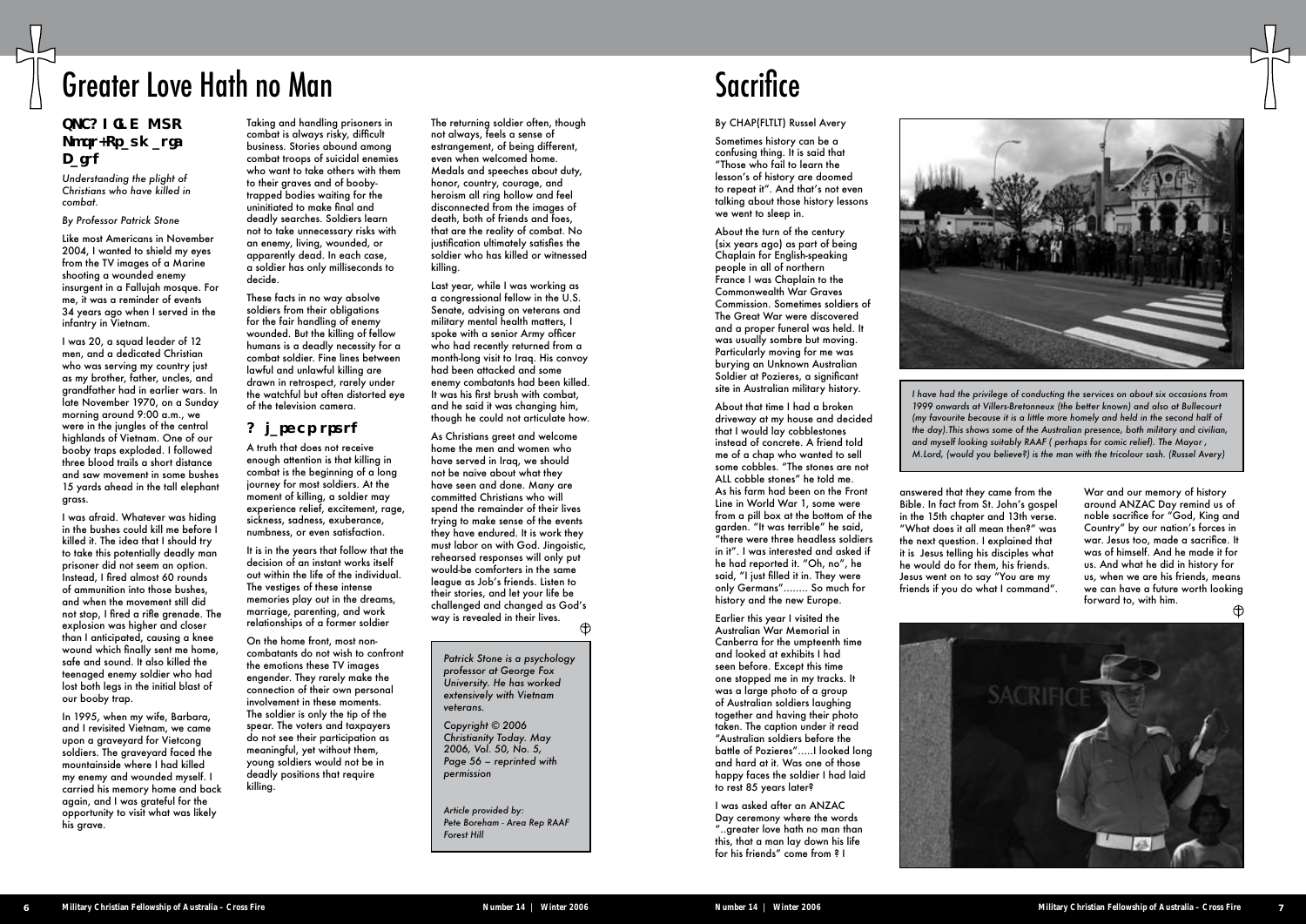# Greater Love Hath no Man

## QNC? I OLE MSR Nmmqr+Rp_sk _rga D_grf

*Understanding the plight of Christians who have killed in combat.*

*By Professor Patrick Stone*

Like most Americans in November 2004, I wanted to shield my eyes from the TV images of a Marine shooting a wounded enemy insurgent in a Fallujah mosque. For me, it was a reminder of events 34 years ago when I served in the infantry in Vietnam.

I was 20, a squad leader of 12 men, and a dedicated Christian who was serving my country just as my brother, father, uncles, and grandfather had in earlier wars. In late November 1970, on a Sunday morning around 9:00 a.m., we were in the jungles of the central highlands of Vietnam. One of our booby traps exploded. I followed three blood trails a short distance and saw movement in some bushes 15 yards ahead in the tall elephant grass.

I was afraid. Whatever was hiding in the bushes could kill me before I killed it. The idea that I should try to take this potentially deadly man prisoner did not seem an option. Instead, I fired almost 60 rounds of ammunition into those bushes, and when the movement still did not stop, I fired a rifle grenade. The explosion was higher and closer than I anticipated, causing a knee wound which finally sent me home, safe and sound. It also killed the teenaged enemy soldier who had lost both legs in the initial blast of our booby trap.

In 1995, when my wife, Barbara, and I revisited Vietnam, we came upon a graveyard for Vietcong soldiers. The graveyard faced the mountainside where I had killed my enemy and wounded myself. I carried his memory home and back again, and I was grateful for the opportunity to visit what was likely his grave.

Taking and handling prisoners in combat is always risky, difficult business. Stories abound among combat troops of suicidal enemies who want to take others with them to their graves and of booby-trapped bodies waiting for the uninitiated to make final and deadly searches. Soldiers learn not to take unnecessary risks with an enemy, living, wounded, or apparently dead. In each case, a soldier has only milliseconds to decide.

These facts in no way absolve soldiers from their obligations for the fair handling of enemy wounded. But the killing of fellow humans is a deadly necessity for a combat soldier. Fine lines between lawful and unlawful killing are drawn in retrospect, rarely under the watchful but often distorted eye of the television camera.

## ? j_pecprpsrf

A truth that does not receive enough attention is that killing in combat is the beginning of a long journey for most soldiers. At the moment of killing, a soldier may experience relief, excitement, rage, sickness, sadness, exuberance, numbness, or even satisfaction.

It is in the years that follow that the decision of an instant works itself out within the life of the individual. The vestiges of these intense memories play out in the dreams, marriage, parenting, and work relationships of a former soldier

On the home front, most non-combatants do not wish to confront the emotions these TV images engender. They rarely make the connection of their own personal involvement in these moments. The soldier is only the tip of the spear. The voters and taxpayers do not see their participation as meaningful, yet without them, young soldiers would not be in deadly positions that require killing.

The returning soldier often, though not always, feels a sense of estrangement, of being different, even when welcomed home. Medals and speeches about duty, honor, country, courage, and heroism all ring hollow and feel disconnected from the images of death, both of friends and foes, that are the reality of combat. No justification ultimately satisfies the soldier who has killed or witnessed killing.

Last year, while I was working as a congressional fellow in the U.S. Senate, advising on veterans and military mental health matters, I spoke with a senior Army officer who had recently returned from a month-long visit to Iraq. His convoy had been attacked and some enemy combatants had been killed. It was his first brush with combat, and he said it was changing him, though he could not articulate how.

As Christians greet and welcome home the men and women who have served in Iraq, we should not be naive about what they have seen and done. Many are committed Christians who will spend the remainder of their lives trying to make sense of the events they have endured. It is work they must labor on with God. Jingoistic, rehearsed responses will only put would-be comforters in the same league as Job's friends. Listen to their stories, and let your life be challenged and changed as God's way is revealed in their lives.

*Patrick Stone is a psychology professor at George Fox University. He has worked extensively with Vietnam veterans.*

*Copyright © 2006 Christianity Today. May 2006, Vol. 50, No. 5, Page 56 – reprinted with permission*

*Article provided by: Pete Boreham - Area Rep RAAF Forest Hill*

# Sacrifice

By CHAP(FLTLT) Russel Avery

Sometimes history can be a confusing thing. It is said that "Those who fail to learn the lesson's of history are doomed to repeat it". And that's not even talking about those history lessons we went to sleep in.

About the turn of the century (six years ago) as part of being Chaplain for English-speaking people in all of northern France I was Chaplain to the Commonwealth War Graves Commission. Sometimes soldiers of The Great War were discovered and a proper funeral was held. It was usually sombre but moving. Particularly moving for me was burying an Unknown Australian Soldier at Pozieres, a significant site in Australian military history.

About that time I had a broken driveway at my house and decided that I would lay cobblestones instead of concrete. A friend told me of a chap who wanted to sell some cobbles. "The stones are not ALL cobble stones" he told me. As his farm had been on the Front Line in World War 1, some were from a pill box at the bottom of the garden. "It was terrible" he said, "there were three headless soldiers in it". I was interested and asked if he had reported it. "Oh, no", he said, "I just filled it in. They were only Germans"........ So much for history and the new Europe.

Earlier this year I visited the Australian War Memorial in Canberra for the umpteenth time and looked at exhibits I had seen before. Except this time one stopped me in my tracks. It was a large photo of a group of Australian soldiers laughing together and having their photo taken. The caption under it read "Australian soldiers before the battle of Pozieres".....I looked long and hard at it. Was one of those happy faces the soldier I had laid to rest 85 years later?

I was asked after an ANZAC Day ceremony where the words "..greater love hath no man than this, that a man lay down his life for his friends" come from ? I answered that they came from the Bible. In fact from St. John's gospel in the 15th chapter and 13th verse. "What does it all mean then?" was the next question. I explained that it is Jesus telling his disciples what he would do for them, his friends. Jesus went on to say "You are my friends if you do what I command".

War and our memory of history around ANZAC Day remind us of noble sacrifice for "God, King and Country" by our nation's forces in war. Jesus too, made a sacrifice. It was of himself. And he made it for us. And what he did in history for us, when we are his friends, means we can have a future worth looking forward to, with him.

*I have had the privilege of conducting the services on about six occasions from 1999 onwards at Villers-Bretonneux (the better known) and also at Bullecourt (my favourite because it is a little more homely and held in the second half of the day).This shows some of the Australian presence, both military and civilian, and myself looking suitably RAAF ( perhaps for comic relief). The Mayor , M.Lord, (would you believe?) is the man with the tricolour sash. (Russel Avery)*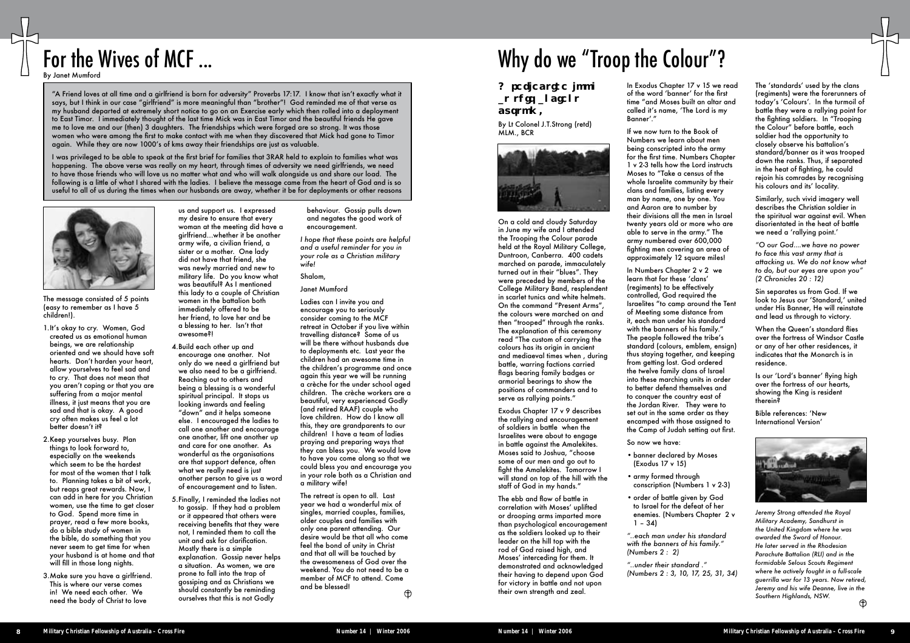# For the Wives of MCF ...

By Janet Mumford

"A Friend loves at all time and a girlfriend is born for adversity" Proverbs 17:17. I know that isn't exactly what it says, but I think in our case "girlfriend" is more meaningful than "brother"! God reminded me of that verse as my husband departed at extremely short notice to go on an Exercise early which then rolled into a deployment to East Timor. I immediately thought of the last time Mick was in East Timor and the beautiful friends He gave me to love me and our (then) 3 daughters. The friendships which were forged are so strong. It was those women who were among the first to make contact with me when they discovered that Mick had gone to Timor again. While they are now 1000's of kms away their friendships are just as valuable.

I was privileged to be able to speak at the first brief for families that 3RAR held to explain to families what was happening. The above verse was really on my heart, through times of adversity we need girlfriends, we need to have those friends who will love us no matter what and who will walk alongside us and share our load. The following is a little of what I shared with the ladies. I believe the message came from the heart of God and is so useful to all of us during the times when our husbands are away, whether it be for deployments or other reasons

The message consisted of 5 points (easy to remember as I have 5 children!).

1. It's okay to cry. Women, God created us as emotional human beings, we are relationship oriented and we should have soft hearts. Don't harden your heart, allow yourselves to feel sad and to cry. That does not mean that you aren't coping or that you are suffering from a major mental illness, it just means that you are sad and that is okay. A good cry often makes us feel a lot better doesn't it?
2. Keep yourselves busy. Plan things to look forward to, especially on the weekends which seem to be the hardest for most of the women that I talk to. Planning takes a bit of work, but reaps great rewards. Now, I can add in here for you Christian women, use the time to get closer to God. Spend more time in prayer, read a few more books, do a bible study of women in the bible, do something that you never seem to get time for when your husband is at home and that will fill in those long nights.
3. Make sure you have a girlfriend. This is where our verse comes in! We need each other. We need the body of Christ to love us and support us. I expressed my desire to ensure that every woman at the meeting did have a girlfriend...whether it be another army wife, a civilian friend, a sister or a mother. One lady did not have that friend, she was newly married and new to military life. Do you know what was beautiful? As I mentioned this lady to a couple of Christian women in the battalion both immediately offered to be her friend, to love her and be a blessing to her. Isn't that awesome?!
4. Build each other up and encourage one another. Not only do we need a girlfriend but we also need to be a girlfriend. Reaching out to others and being a blessing is a wonderful spiritual principal. It stops us looking inwards and feeling "down" and it helps someone else. I encouraged the ladies to call one another and encourage one another, lift one another up and care for one another. As wonderful as the organisations are that support defence, often what we really need is just another person to give us a word of encouragement and to listen.
5. Finally, I reminded the ladies not to gossip. If they had a problem or it appeared that others were receiving benefits that they were not, I reminded them to call the unit and ask for clarification. Mostly there is a simple explanation. Gossip never helps a situation. As women, we are prone to fall into the trap of gossiping and as Christians we should constantly be reminding ourselves that this is not Godly behaviour. Gossip pulls down and negates the good work of encouragement.

*I hope that these points are helpful and a useful reminder for you in your role as a Christian military wife!*

Shalom,

Janet Mumford

Ladies can I invite you and encourage you to seriously consider coming to the MCF retreat in October if you live within travelling distance? Some of us will be there without husbands due to deployments etc. Last year the children had an awesome time in the children's programme and once again this year we will be running a crèche for the under school aged children. The crèche workers are a beautiful, very experienced Godly (and retired RAAF) couple who love children. How do I know all this, they are grandparents to our children! I have a team of ladies praying and preparing ways that they can bless you. We would love to have you come along so that we could bless you and encourage you in your role both as a Christian and a military wife!

The retreat is open to all. Last year we had a wonderful mix of singles, married couples, families, older couples and families with only one parent attending. Our desire would be that all who come feel the bond of unity in Christ and that all will be touched by the awesomeness of God over the weekend. You do not need to be a member of MCF to attend. Come and be blessed!

# Why do we "Troop the Colour"?

By Lt Colonel J.T.Strong (retd) MLM., BCR

On a cold and cloudy Saturday in June my wife and I attended the Trooping the Colour parade held at the Royal Military College, Duntroon, Canberra. 400 cadets marched on parade, immaculately turned out in their "blues". They were preceded by members of the College Military Band, resplendent in scarlet tunics and white helmets. On the command "Present Arms", the colours were marched on and then "trooped" through the ranks. The explanation of this ceremony read "The custom of carrying the colours has its origin in ancient and mediaeval times when , during battle, warring factions carried flags bearing family badges or armorial bearings to show the positions of commanders and to serve as rallying points."

Exodus Chapter 17 v 9 describes the rallying and encouragement of soldiers in battle when the Israelites were about to engage in battle against the Amalekites. Moses said to Joshua, "choose some of our men and go out to fight the Amalekites. Tomorrow I will stand on top of the hill with the staff of God in my hands."

The ebb and flow of battle in correlation with Moses' uplifted or drooping arms imparted more than psychological encouragement as the soldiers looked up to their leader on the hill top with the rod of God raised high, and Moses' interceding for them. It demonstrated and acknowledged their having to depend upon God for victory in battle and not upon their own strength and zeal.

In Exodus Chapter 17 v 15 we read of the word 'banner' for the first time "and Moses built an altar and called it's name, 'The Lord is my Banner'."

If we now turn to the Book of Numbers we learn about men being conscripted into the army for the first time. Numbers Chapter 1 v 2-3 tells how the Lord instructs Moses to "Take a census of the whole Israelite community by their clans and families, listing every man by name, one by one. You and Aaron are to number by their divisions all the men in Israel twenty years old or more who are able to serve in the army." The army numbered over 600,000 fighting men covering an area of approximately 12 square miles!

In Numbers Chapter 2 v 2 we learn that for these 'clans' (regiments) to be effectively controlled, God required the Israelites "to camp around the Tent of Meeting some distance from it, each man under his standard with the banners of his family." The people followed the tribe's standard (colours, emblem, ensign) thus staying together, and keeping from getting lost. God ordered the twelve family clans of Israel into these marching units in order to better defend themselves and to conquer the country east of the Jordan River. They were to set out in the same order as they encamped with those assigned to the Camp of Judah setting out first.

So now we have:

- banner declared by Moses (Exodus 17 v 15)
- army formed through conscription (Numbers 1 v 2-3)
- order of battle given by God to Israel for the defeat of her enemies. (Numbers Chapter 2 v 1 – 34)

*"..each man under his standard with the banners of his family." (Numbers 2 : 2)*

*"..under their standard ." (Numbers 2 : 3, 10, 17, 25, 31, 34)*

The 'standards' used by the clans (regiments) were the forerunners of today's 'Colours'. In the turmoil of battle they were a rallying point for the fighting soldiers. In "Trooping the Colour" before battle, each soldier had the opportunity to closely observe his battalion's standard/banner as it was trooped down the ranks. Thus, if separated in the heat of fighting, he could rejoin his comrades by recognising his colours and its' locality.

Similarly, such vivid imagery well describes the Christian soldier in the spiritual war against evil. When disorientated in the heat of battle we need a 'rallying point.'

*"O our God....we have no power to face this vast army that is attacking us. We do not know what to do, but our eyes are upon you" (2 Chronicles 20 : 12)*

Sin separates us from God. If we look to Jesus our 'Standard,' united under His Banner, He will reinstate and lead us through to victory.

When the Queen's standard flies over the fortress of Windsor Castle or any of her other residences, it indicates that the Monarch is in residence.

Is our 'Lord's banner' flying high over the fortress of our hearts, showing the King is resident therein?

Bible references: 'New International Version'

*Jeremy Strong attended the Royal Military Academy, Sandhurst in the United Kingdom where he was awarded the Sword of Honour. He later served in the Rhodesian Parachute Battalion (RLI) and in the formidable Selous Scouts Regiment where he actively fought in a full-scale guerrilla war for 13 years. Now retired, Jeremy and his wife Deanne, live in the Southern Highlands, NSW.*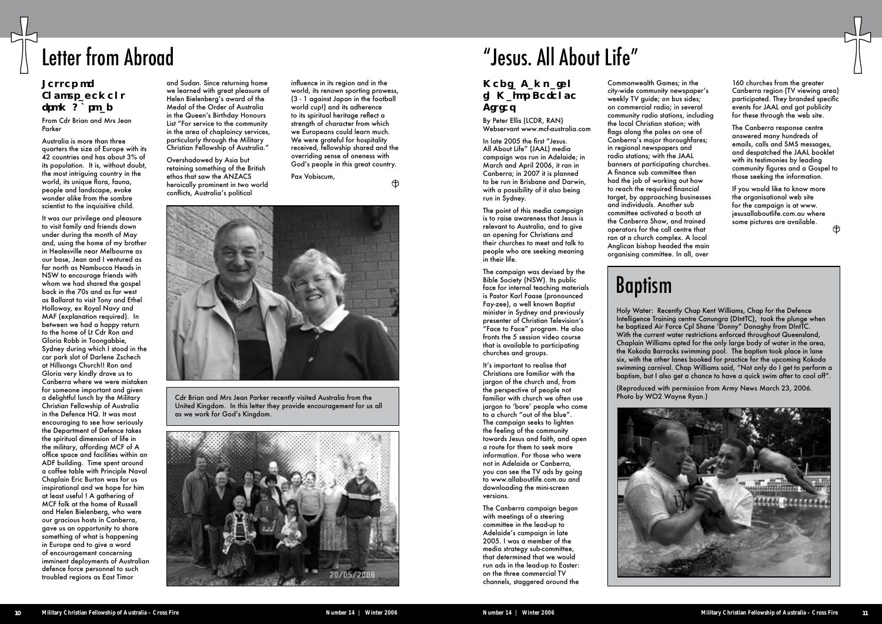# Letter from Abroad

### Jcrrcp md Cl amsp_eck cl r dpml ? ` pm_b

From Cdr Brian and Mrs Jean Parker

Australia is more than three quarters the size of Europe with its 42 countries and has about 3% of its population. It is, without doubt, the most intriguing country in the world, its unique flora, fauna, people and landscape, evoke wonder alike from the sombre scientist to the inquisitive child.

It was our privilege and pleasure to visit family and friends down under during the month of May and, using the home of my brother in Healesville near Melbourne as our base, Jean and I ventured as far north as Nambucca Heads in NSW to encourage friends with whom we had shared the gospel back in the 70s and as far west as Ballarat to visit Tony and Ethel Holloway, ex Royal Navy and MAF (explanation required). In between we had a happy return to the home of Lt Cdr Ron and Gloria Robb in Toongabbie, Sydney during which I stood in the car park slot of Darlene Zschech at Hillsongs Church!! Ron and Gloria very kindly drove us to Canberra where we were mistaken for someone important and given a delightful lunch by the Military Christian Fellowship of Australia in the Defence HQ. It was most encouraging to see how seriously the Department of Defence takes the spiritual dimension of life in the military, affording MCF of A office space and facilities within an ADF building. Time spent around a coffee table with Principle Naval Chaplain Eric Burton was for us inspirational and we hope for him at least useful ! A gathering of MCF folk at the home of Russell and Helen Bielenberg, who were our gracious hosts in Canberra, gave us an opportunity to share something of what is happening in Europe and to give a word of encouragement concerning imminent deployments of Australian defence force personnel to such troubled regions as East Timor and Sudan. Since returning home we learned with great pleasure of Helen Bielenberg's award of the Medal of the Order of Australia in the Queen's Birthday Honours List "For service to the community in the area of chaplaincy services, particularly through the Military Christian Fellowship of Australia."

Overshadowed by Asia but retaining something of the British ethos that saw the ANZACS heroically prominent in two world conflicts, Australia's political influence in its region and in the world, its renown sporting prowess, (3 - 1 against Japan in the football world cup!) and its adherence to its spiritual heritage reflect a strength of character from which we Europeans could learn much. We were grateful for hospitality received, fellowship shared and the overriding sense of oneness with God's people in this great country.

Pax Vobiscum,

Cdr Brian and Mrs Jean Parker recently visited Australia from the United Kingdom. In this letter they provide encouragement for us all as we work for God's Kingdom.

# "Jesus. All About Life"

### Kcbg_A_kn_gel gl K_lmp Bcdcl ac Agrgcq

By Peter Ellis (LCDR, RAN)
Webservant www.mcf-australia.com

In late 2005 the first "Jesus. All About Life" (JAAL) media campaign was run in Adelaide; in March and April 2006, it ran in Canberra; in 2007 it is planned to be run in Brisbane and Darwin, with a possibility of it also being run in Sydney.

The point of this media campaign is to raise awareness that Jesus is relevant to Australia, and to give an opening for Christians and their churches to meet and talk to people who are seeking meaning in their life.

The campaign was devised by the Bible Society (NSW). Its public face for internal teaching materials is Pastor Karl Faase (pronounced Fay-zee), a well known Baptist minister in Sydney and previously presenter of Christian Television's "Face to Face" program. He also fronts the 5 session video course that is available to participating churches and groups.

It's important to realise that Christians are familiar with the jargon of the church and, from the perspective of people not familiar with church we often use jargon to 'bore' people who come to a church "out of the blue". The campaign seeks to lighten the feeling of the community towards Jesus and faith, and open a route for them to seek more information. For those who were not in Adelaide or Canberra, you can see the TV ads by going to www.allaboutlife.com.au and downloading the mini-screen versions.

The Canberra campaign began with meetings of a steering committee in the lead-up to Adelaide's campaign in late 2005. I was a member of the media strategy sub-committee, that determined that we would run ads in the lead-up to Easter: on the three commercial TV channels, staggered around the Commonwealth Games; in the city-wide community newspaper's weekly TV guide; on bus sides; on commercial radio; in several community radio stations, including the local Christian station; with flags along the poles on one of Canberra's major thoroughfares; in regional newspapers and radio stations; with the JAAL banners at participating churches. A finance sub committee then had the job of working out how to reach the required financial target, by approaching businesses and individuals. Another sub committee activated a booth at the Canberra Show, and trained operators for the call centre that ran at a church complex. A local Anglican bishop headed the main organising committee. In all, over 160 churches from the greater Canberra region (TV viewing area) participated. They branded specific events for JAAL and got publicity for these through the web site.

The Canberra response centre answered many hundreds of emails, calls and SMS messages, and despatched the JAAL booklet with its testimonies by leading community figures and a Gospel to those seeking the information.

If you would like to know more the organisational web site for the campaign is at www.jesusallaboutlife.com.au where some pictures are available.

# Baptism

Holy Water: Recently Chap Kent Williams, Chap for the Defence Intelligence Training centre Canungra (DIntTC), took the plunge when he baptized Air Force Cpl Shane 'Donny" Donaghy from DIntTC. With the current water restrictions enforced throughout Queensland, Chaplain Williams opted for the only large body of water in the area, the Kokoda Barracks swimming pool. The baptism took place in lane six, with the other lanes booked for practice for the upcoming Kokoda swimming carnival. Chap Williams said, "Not only do I get to perform a baptism, but I also get a chance to have a quick swim after to cool off".

(Reproduced with permission from Army News March 23, 2006. Photo by WO2 Wayne Ryan.)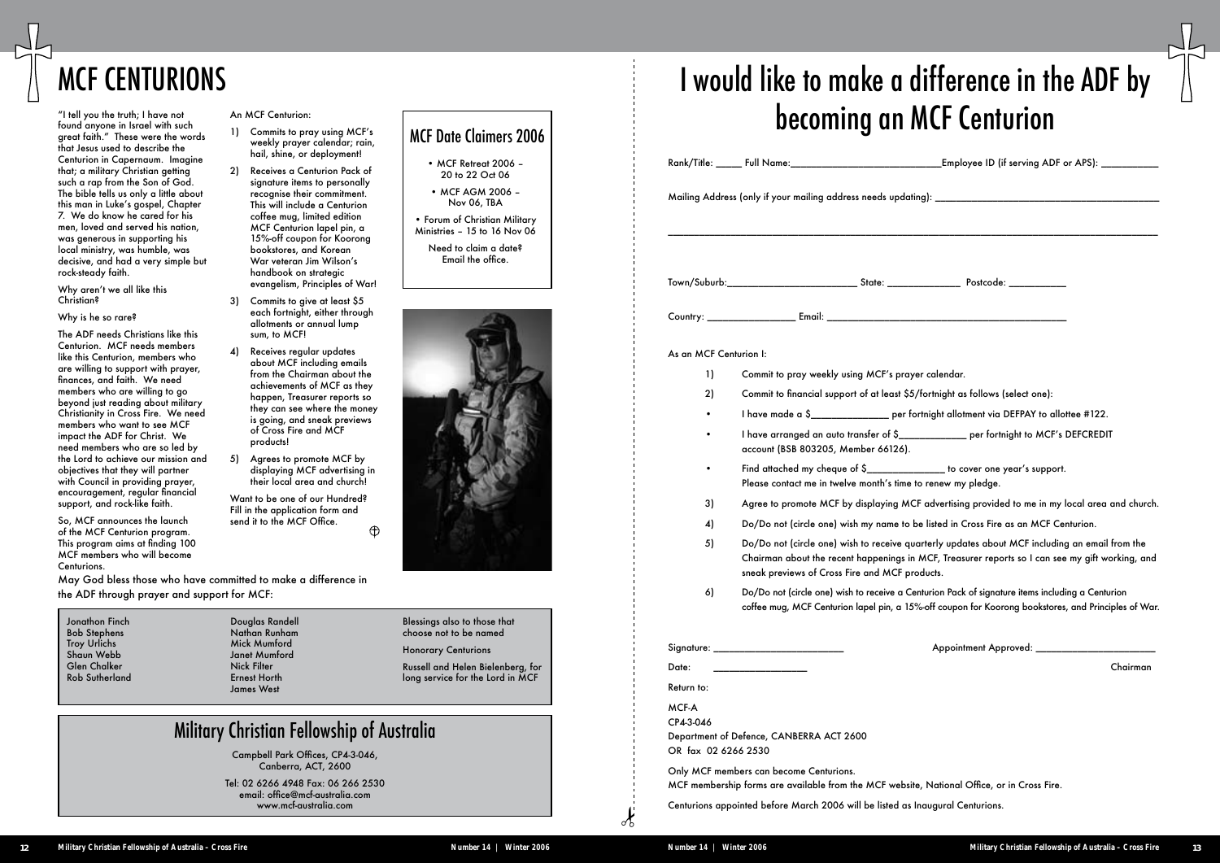# MCF CENTURIONS

"I tell you the truth; I have not found anyone in Israel with such great faith." These were the words that Jesus used to describe the Centurion in Capernaum. Imagine that; a military Christian getting such a rap from the Son of God. The bible tells us only a little about this man in Luke's gospel, Chapter 7. We do know he cared for his men, loved and served his nation, was generous in supporting his local ministry, was humble, was decisive, and had a very simple but rock-steady faith.

Why aren't we all like this Christian?

Why is he so rare?

The ADF needs Christians like this Centurion. MCF needs members like this Centurion, members who are willing to support with prayer, finances, and faith. We need members who are willing to go beyond just reading about military Christianity in Cross Fire. We need members who want to see MCF impact the ADF for Christ. We need members who are so led by the Lord to achieve our mission and objectives that they will partner with Council in providing prayer, encouragement, regular financial support, and rock-like faith.

So, MCF announces the launch of the MCF Centurion program. This program aims at finding 100 MCF members who will become Centurions.

An MCF Centurion:

1) Commits to pray using MCF's weekly prayer calendar; rain, hail, shine, or deployment!
2) Receives a Centurion Pack of signature items to personally recognise their commitment. This will include a Centurion coffee mug, limited edition MCF Centurion lapel pin, a 15%-off coupon for Koorong bookstores, and Korean War veteran Jim Wilson's handbook on strategic evangelism, Principles of War!
3) Commits to give at least $5 each fortnight, either through allotments or annual lump sum, to MCF!
4) Receives regular updates about MCF including emails from the Chairman about the achievements of MCF as they happen, Treasurer reports so they can see where the money is going, and sneak previews of Cross Fire and MCF products!
5) Agrees to promote MCF by displaying MCF advertising in their local area and church!

Want to be one of our Hundred? Fill in the application form and send it to the MCF Office.

## MCF Date Claimers 2006

- MCF Retreat 2006 – 20 to 22 Oct 06
- MCF AGM 2006 – Nov 06, TBA
- Forum of Christian Military Ministries – 15 to 16 Nov 06

Need to claim a date? Email the office.

May God bless those who have committed to make a difference in the ADF through prayer and support for MCF:

Jonathon Finch
Bob Stephens
Troy Urlichs
Shaun Webb
Glen Chalker
Rob Sutherland

Douglas Randell
Nathan Runham
Mick Mumford
Janet Mumford
Nick Filter
Ernest Horth
James West

Blessings also to those that choose not to be named

Honorary Centurions

Russell and Helen Bielenberg, for long service for the Lord in MCF

## Military Christian Fellowship of Australia

Campbell Park Offices, CP4-3-046,
Canberra, ACT, 2600

Tel: 02 6266 4948 Fax: 06 266 2530
email: office@mcf-australia.com
www.mcf-australia.com

# I would like to make a difference in the ADF by becoming an MCF Centurion

Rank/Title: _____ Full Name:_____________________________Employee ID (if serving ADF or APS): ___________

Mailing Address (only if your mailing address needs updating): ___________________________________________

______________________________________________________________________________________________

Town/Suburb:_________________________ State: ______________ Postcode: ___________

Country: _________________ Email: _______________________________________________

As an MCF Centurion I:

1) Commit to pray weekly using MCF's prayer calendar.
2) Commit to financial support of at least $5/fortnight as follows (select one):
   - I have made a $_______________ per fortnight allotment via DEFPAY to allottee #122.
   - I have arranged an auto transfer of $_____________ per fortnight to MCF's DEFCREDIT account (BSB 803205, Member 66126).
   - Find attached my cheque of $_______________ to cover one year's support. Please contact me in twelve month's time to renew my pledge.
3) Agree to promote MCF by displaying MCF advertising provided to me in my local area and church.
4) Do/Do not (circle one) wish my name to be listed in Cross Fire as an MCF Centurion.
5) Do/Do not (circle one) wish to receive quarterly updates about MCF including an email from the Chairman about the recent happenings in MCF, Treasurer reports so I can see my gift working, and sneak previews of Cross Fire and MCF products.
6) Do/Do not (circle one) wish to receive a Centurion Pack of signature items including a Centurion coffee mug, MCF Centurion lapel pin, a 15%-off coupon for Koorong bookstores, and Principles of War.

Signature: _________________________ Appointment Approved: _______________________

Date: __________________ Chairman

Return to:

MCF-A
CP4-3-046
Department of Defence, CANBERRA ACT 2600
OR fax 02 6266 2530

Only MCF members can become Centurions.
MCF membership forms are available from the MCF website, National Office, or in Cross Fire.

Centurions appointed before March 2006 will be listed as Inaugural Centurions.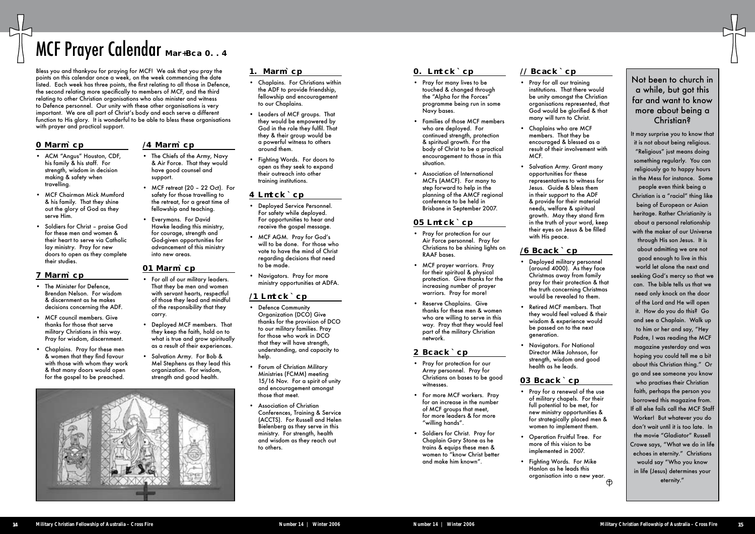# MCF Prayer Calendar Mar+Bca 0. . 4

Bless you and thankyou for praying for MCF! We ask that you pray the points on this calendar once a week, on the week commencing the date listed. Each week has three points, the first relating to all those in Defence, the second relating more specifically to members of MCF, and the third relating to other Christian organisations who also minister and witness to Defence personnel. Our unity with these other organisations is very important. We are all part of Christ's body and each serve a different function to His glory. It is wonderful to be able to bless these organisations with prayer and practical support.

## 0 Marm`cp

- ACM "Angus" Houston, CDF, his family & his staff. For strength, wisdom in decision making & safety when travelling.
- MCF Chairman Mick Mumford & his family. That they shine out the glory of God as they serve Him.
- Soldiers for Christ – praise God for these men and women & their heart to serve via Catholic lay ministry. Pray for new doors to open as they complete their studies.

## 7 Marm`cp

- The Minister for Defence, Brendan Nelson. For wisdom & discernment as he makes decisions concerning the ADF.
- MCF council members. Give thanks for those that serve military Christians in this way. Pray for wisdom, discernment.
- Chaplains. Pray for these men & women that they find favour with those with whom they work & that many doors would open for the gospel to be preached.

## /4 Marm`cp

- The Chiefs of the Army, Navy & Air Force. That they would have good counsel and support.
- MCF retreat (20 – 22 Oct). For safety for those travelling to the retreat, for a great time of fellowship and teaching.
- Everymans. For David Hawke leading this ministry, for courage, strength and God-given opportunities for advancement of this ministry into new areas.

## 01 Marm`cp

- For all of our military leaders. That they be men and women with servant hearts, respectful of those they lead and mindful of the responsibility that they carry.
- Deployed MCF members. That they keep the faith, hold on to what is true and grow spiritually as a result of their experiences.
- Salvation Army. For Bob & Mel Stephens as they lead this organization. For wisdom, strength and good health.

## 1. Marm`cp

- Chaplains. For Christians within the ADF to provide friendship, fellowship and encouragement to our Chaplains.
- Leaders of MCF groups. That they would be empowered by God in the role they fulfil. That they & their group would be a powerful witness to others around them.
- Fighting Words. For doors to open as they seek to expand their outreach into other training institutions.

## 4 Lmtck`cp

- Deployed Service Personnel. For safety while deployed. For opportunities to hear and receive the gospel message.
- MCF AGM. Pray for God's will to be done. For those who vote to have the mind of Christ regarding decisions that need to be made.
- Navigators. Pray for more ministry opportunities at ADFA.

## /1 Lmtck`cp

- Defence Community Organization (DCO) Give thanks for the provision of DCO to our military families. Pray for those who work in DCO that they will have strength, understanding, and capacity to help.
- Forum of Christian Military Ministries (FCMM) meeting 15/16 Nov. For a spirit of unity and encouragement amongst those that meet.
- Association of Christian Conferences, Training & Service (ACCTS). For Russell and Helen Bielenberg as they serve in this ministry. For strength, health and wisdom as they reach out to others.

## 0. Lmtck`cp

- Pray for many lives to be touched & changed through the "Alpha for the Forces" programme being run in some Navy bases.
- Families of those MCF members who are deployed. For continued strength, protection & spiritual growth. For the body of Christ to be a practical encouragement to those in this situation.
- Association of International MCFs (AMCF). For many to step forward to help in the planning of the AMCF regional conference to be held in Brisbane in September 2007.

## 05 Lmtck`cp

- Pray for protection for our Air Force personnel. Pray for Christians to be shining lights on RAAF bases.
- MCF prayer warriors. Pray for their spiritual & physical protection. Give thanks for the increasing number of prayer warriors. Pray for more!
- Reserve Chaplains. Give thanks for these men & women who are willing to serve in this way. Pray that they would feel part of the military Christian network.

## 2 Bcack`cp

- Pray for protection for our Army personnel. Pray for Christians on bases to be good witnesses.
- For more MCF workers. Pray for an increase in the number of MCF groups that meet, for more leaders & for more "willing hands".
- Soldiers for Christ. Pray for Chaplain Gary Stone as he trains & equips these men & women to "know Christ better and make him known".

## // Bcack`cp

- Pray for all our training institutions. That there would be unity amongst the Christian organisations represented, that God would be glorified & that many will turn to Christ.
- Chaplains who are MCF members. That they be encouraged & blessed as a result of their involvement with MCF.
- Salvation Army. Grant many opportunities for these representatives to witness for Jesus. Guide & bless them in their support to the ADF & provide for their material needs, welfare & spiritual growth. May they stand firm in the truth of your word, keep their eyes on Jesus & be filled with His peace.

## /6 Bcack`cp

- Deployed military personnel (around 4000). As they face Christmas away from family pray for their protection & that the truth concerning Christmas would be revealed to them.
- Retired MCF members. That they would feel valued & their wisdom & experience would be passed on to the next generation.
- Navigators. For National Director Mike Johnson, for strength, wisdom and good health as he leads.

## 03 Bcack`cp

- Pray for a renewal of the use of military chapels. For their full potential to be met, for new ministry opportunities & for strategically placed men & women to implement them.
- Operation Fruitful Tree. For more of this vision to be implemented in 2007.
- Fighting Words. For Mike Hanlon as he leads this organisation into a new year.

## Not been to church in a while, but got this far and want to know more about being a Christian?

It may surprise you to know that it is not about being religious. "Religious" just means doing something regularly. You can religiously go to happy hours in the Mess for instance. Some people even think being a Christian is a "racial" thing like being of European or Asian heritage. Rather Christianity is about a personal relationship with the maker of our Universe through His son Jesus. It is about admitting we are not good enough to live in this world let alone the next and seeking God's mercy so that we can. The bible tells us that we need only knock on the door of the Lord and He will open it. How do you do this? Go and see a Chaplain. Walk up to him or her and say, "Hey Padre, I was reading the MCF magazine yesterday and was hoping you could tell me a bit about this Christian thing." Or go and see someone you know who practises their Christian faith, perhaps the person you borrowed this magazine from. If all else fails call the MCF Staff Worker! But whatever you do don't wait until it is too late. In the movie "Gladiator" Russell Crowe says, "What we do in life echoes in eternity." Christians would say "Who you know in life (Jesus) determines your eternity."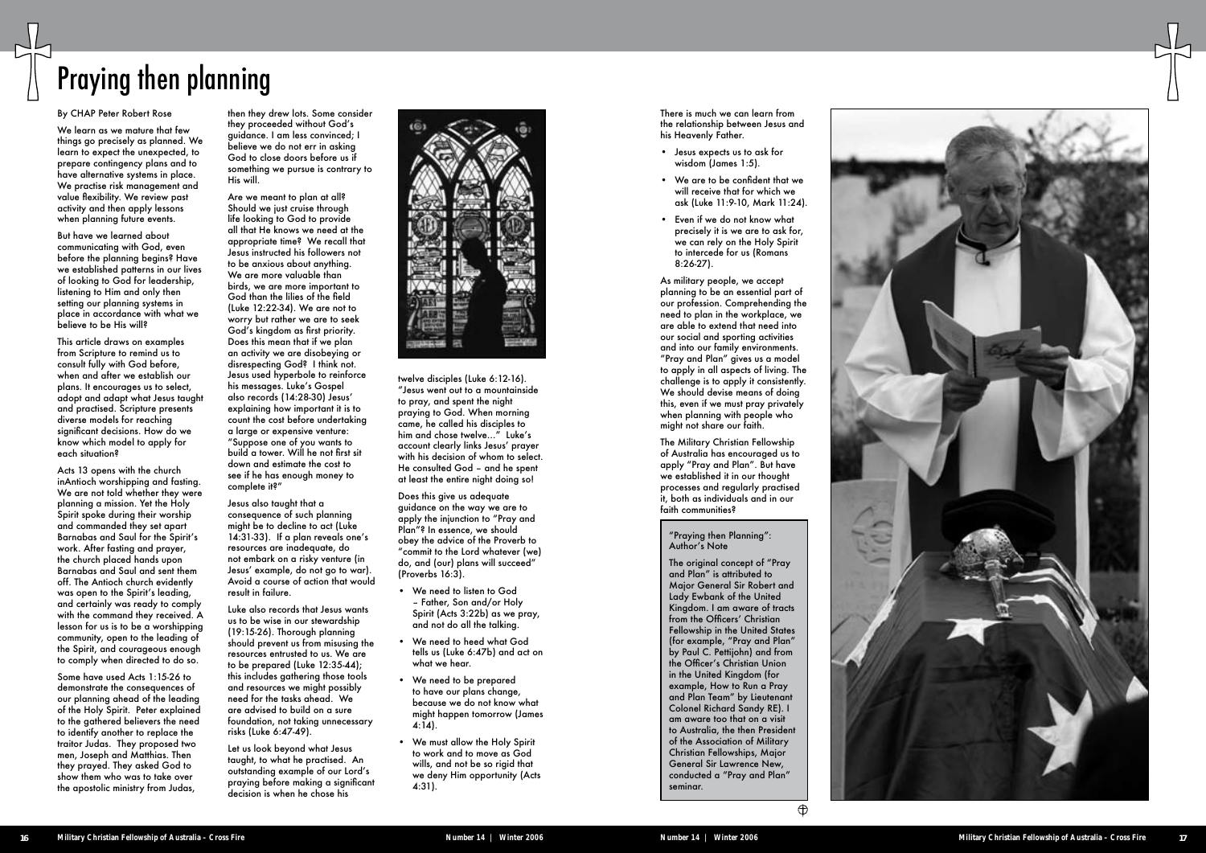# Praying then planning

By CHAP Peter Robert Rose

We learn as we mature that few things go precisely as planned. We learn to expect the unexpected, to prepare contingency plans and to have alternative systems in place. We practise risk management and value flexibility. We review past activity and then apply lessons when planning future events.

But have we learned about communicating with God, even before the planning begins? Have we established patterns in our lives of looking to God for leadership, listening to Him and only then setting our planning systems in place in accordance with what we believe to be His will?

This article draws on examples from Scripture to remind us to consult fully with God before, when and after we establish our plans. It encourages us to select, adopt and adapt what Jesus taught and practised. Scripture presents diverse models for reaching significant decisions. How do we know which model to apply for each situation?

Acts 13 opens with the church inAntioch worshipping and fasting. We are not told whether they were planning a mission. Yet the Holy Spirit spoke during their worship and commanded they set apart Barnabas and Saul for the Spirit's work. After fasting and prayer, the church placed hands upon Barnabas and Saul and sent them off. The Antioch church evidently was open to the Spirit's leading, and certainly was ready to comply with the command they received. A lesson for us is to be a worshipping community, open to the leading of the Spirit, and courageous enough to comply when directed to do so.

Some have used Acts 1:15-26 to demonstrate the consequences of our planning ahead of the leading of the Holy Spirit. Peter explained to the gathered believers the need to identify another to replace the traitor Judas. They proposed two men, Joseph and Matthias. Then they prayed. They asked God to show them who was to take over the apostolic ministry from Judas, then they drew lots. Some consider they proceeded without God's guidance. I am less convinced; I believe we do not err in asking God to close doors before us if something we pursue is contrary to His will.

Are we meant to plan at all? Should we just cruise through life looking to God to provide all that He knows we need at the appropriate time? We recall that Jesus instructed his followers not to be anxious about anything. We are more valuable than birds, we are more important to God than the lilies of the field (Luke 12:22-34). We are not to worry but rather we are to seek God's kingdom as first priority. Does this mean that if we plan an activity we are disobeying or disrespecting God? I think not. Jesus used hyperbole to reinforce his messages. Luke's Gospel also records (14:28-30) Jesus' explaining how important it is to count the cost before undertaking a large or expensive venture: "Suppose one of you wants to build a tower. Will he not first sit down and estimate the cost to see if he has enough money to complete it?"

Jesus also taught that a consequence of such planning might be to decline to act (Luke 14:31-33). If a plan reveals one's resources are inadequate, do not embark on a risky venture (in Jesus' example, do not go to war). Avoid a course of action that would result in failure.

Luke also records that Jesus wants us to be wise in our stewardship (19:15-26). Thorough planning should prevent us from misusing the resources entrusted to us. We are to be prepared (Luke 12:35-44); this includes gathering those tools and resources we might possibly need for the tasks ahead. We are advised to build on a sure foundation, not taking unnecessary risks (Luke 6:47-49).

Let us look beyond what Jesus taught, to what he practised. An outstanding example of our Lord's praying before making a significant decision is when he chose his twelve disciples (Luke 6:12-16). "Jesus went out to a mountainside to pray, and spent the night praying to God. When morning came, he called his disciples to him and chose twelve..." Luke's account clearly links Jesus' prayer with his decision of whom to select. He consulted God – and he spent at least the entire night doing so!

Does this give us adequate guidance on the way we are to apply the injunction to "Pray and Plan"? In essence, we should obey the advice of the Proverb to "commit to the Lord whatever (we) do, and (our) plans will succeed" (Proverbs 16:3).

- We need to listen to God – Father, Son and/or Holy Spirit (Acts 3:22b) as we pray, and not do all the talking.
- We need to heed what God tells us (Luke 6:47b) and act on what we hear.
- We need to be prepared to have our plans change, because we do not know what might happen tomorrow (James 4:14).
- We must allow the Holy Spirit to work and to move as God wills, and not be so rigid that we deny Him opportunity (Acts 4:31).

There is much we can learn from the relationship between Jesus and his Heavenly Father.

- Jesus expects us to ask for wisdom (James 1:5).
- We are to be confident that we will receive that for which we ask (Luke 11:9-10, Mark 11:24).
- Even if we do not know what precisely it is we are to ask for, we can rely on the Holy Spirit to intercede for us (Romans 8:26-27).

As military people, we accept planning to be an essential part of our profession. Comprehending the need to plan in the workplace, we are able to extend that need into our social and sporting activities and into our family environments. "Pray and Plan" gives us a model to apply in all aspects of living. The challenge is to apply it consistently. We should devise means of doing this, even if we must pray privately when planning with people who might not share our faith.

The Military Christian Fellowship of Australia has encouraged us to apply "Pray and Plan". But have we established it in our thought processes and regularly practised it, both as individuals and in our faith communities?

### "Praying then Planning": Author's Note

The original concept of "Pray and Plan" is attributed to Major General Sir Robert and Lady Ewbank of the United Kingdom. I am aware of tracts from the Officers' Christian Fellowship in the United States (for example, "Pray and Plan" by Paul C. Pettijohn) and from the Officer's Christian Union in the United Kingdom (for example, How to Run a Pray and Plan Team" by Lieutenant Colonel Richard Sandy RE). I am aware too that on a visit to Australia, the then President of the Association of Military Christian Fellowships, Major General Sir Lawrence New, conducted a "Pray and Plan" seminar.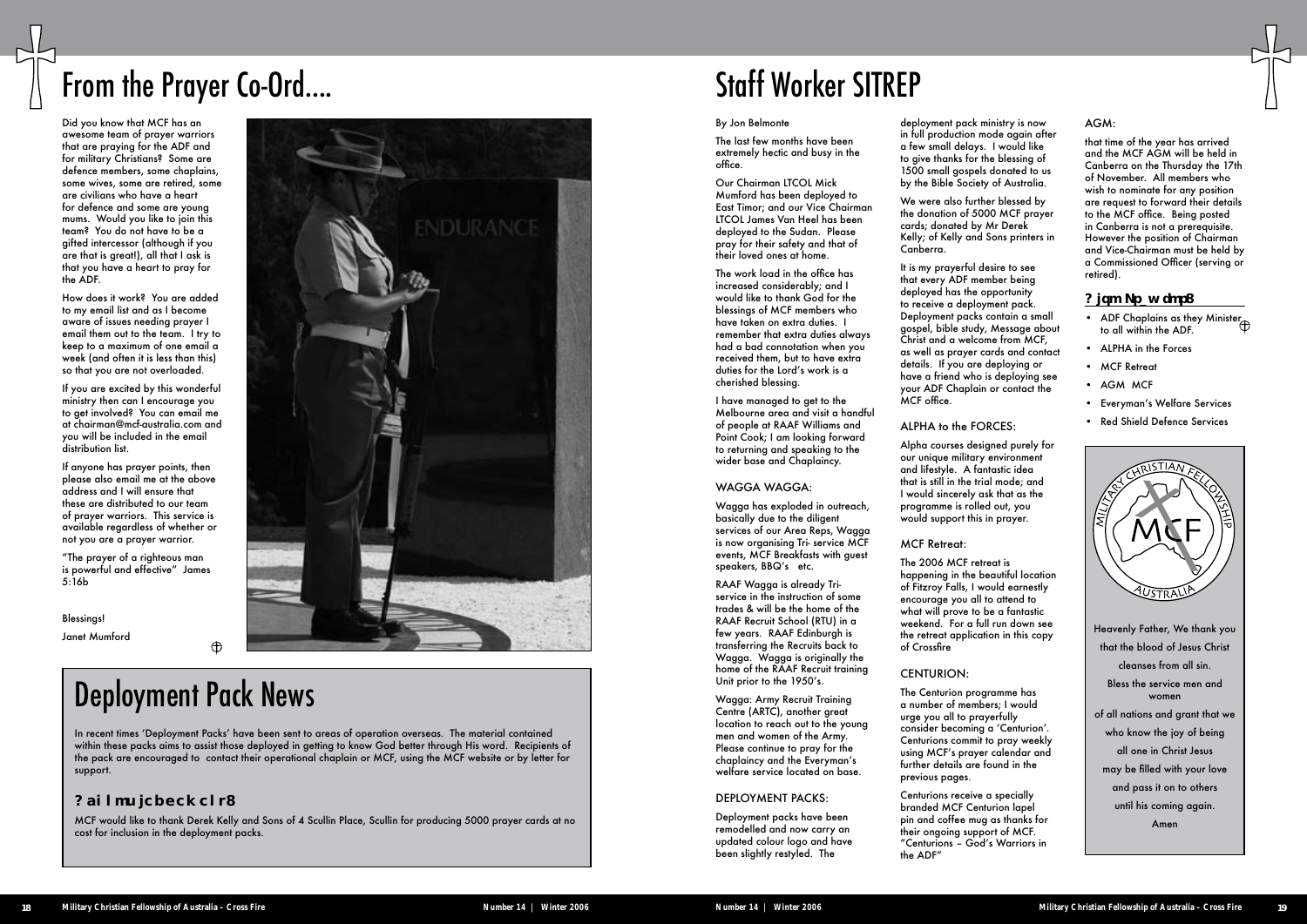# From the Prayer Co-Ord....

Did you know that MCF has an awesome team of prayer warriors that are praying for the ADF and for military Christians? Some are defence members, some chaplains, some wives, some are retired, some are civilians who have a heart for defence and some are young mums. Would you like to join this team? You do not have to be a gifted intercessor (although if you are that is great!), all that I ask is that you have a heart to pray for the ADF.

How does it work? You are added to my email list and as I become aware of issues needing prayer I email them out to the team. I try to keep to a maximum of one email a week (and often it is less than this) so that you are not overloaded.

If you are excited by this wonderful ministry then can I encourage you to get involved? You can email me at chairman@mcf-australia.com and you will be included in the email distribution list.

If anyone has prayer points, then please also email me at the above address and I will ensure that these are distributed to our team of prayer warriors. This service is available regardless of whether or not you are a prayer warrior.

"The prayer of a righteous man is powerful and effective" James 5:16b

Blessings!

Janet Mumford

# Deployment Pack News

In recent times 'Deployment Packs' have been sent to areas of operation overseas. The material contained within these packs aims to assist those deployed in getting to know God better through His word. Recipients of the pack are encouraged to contact their operational chaplain or MCF, using the MCF website or by letter for support.

## ? ai l mu jc beck cl r8

MCF would like to thank Derek Kelly and Sons of 4 Scullin Place, Scullin for producing 5000 prayer cards at no cost for inclusion in the deployment packs.

# Staff Worker SITREP

By Jon Belmonte

The last few months have been extremely hectic and busy in the office.

Our Chairman LTCOL Mick Mumford has been deployed to East Timor; and our Vice Chairman LTCOL James Van Heel has been deployed to the Sudan. Please pray for their safety and that of their loved ones at home.

The work load in the office has increased considerably; and I would like to thank God for the blessings of MCF members who have taken on extra duties. I remember that extra duties always had a bad connotation when you received them, but to have extra duties for the Lord's work is a cherished blessing.

I have managed to get to the Melbourne area and visit a handful of people at RAAF Williams and Point Cook; I am looking forward to returning and speaking to the wider base and Chaplaincy.

### WAGGA WAGGA:

Wagga has exploded in outreach, basically due to the diligent services of our Area Reps, Wagga is now organising Tri- service MCF events, MCF Breakfasts with guest speakers, BBQ's etc.

RAAF Wagga is already Tri-service in the instruction of some trades & will be the home of the RAAF Recruit School (RTU) in a few years. RAAF Edinburgh is transferring the Recruits back to Wagga. Wagga is originally the home of the RAAF Recruit training Unit prior to the 1950's.

Wagga: Army Recruit Training Centre (ARTC), another great location to reach out to the young men and women of the Army. Please continue to pray for the chaplaincy and the Everyman's welfare service located on base.

### DEPLOYMENT PACKS:

Deployment packs have been remodelled and now carry an updated colour logo and have been slightly restyled. The deployment pack ministry is now in full production mode again after a few small delays. I would like to give thanks for the blessing of 1500 small gospels donated to us by the Bible Society of Australia.

We were also further blessed by the donation of 5000 MCF prayer cards; donated by Mr Derek Kelly; of Kelly and Sons printers in Canberra.

It is my prayerful desire to see that every ADF member being deployed has the opportunity to receive a deployment pack. Deployment packs contain a small gospel, bible study, Message about Christ and a welcome from MCF, as well as prayer cards and contact details. If you are deploying or have a friend who is deploying see your ADF Chaplain or contact the MCF office.

### ALPHA to the FORCES:

Alpha courses designed purely for our unique military environment and lifestyle. A fantastic idea that is still in the trial mode; and I would sincerely ask that as the programme is rolled out, you would support this in prayer.

### MCF Retreat:

The 2006 MCF retreat is happening in the beautiful location of Fitzroy Falls, I would earnestly encourage you all to attend to what will prove to be a fantastic weekend. For a full run down see the retreat application in this copy of Crossfire

### CENTURION:

The Centurion programme has a number of members; I would urge you all to prayerfully consider becoming a 'Centurion'. Centurions commit to pray weekly using MCF's prayer calendar and further details are found in the previous pages.

Centurions receive a specially branded MCF Centurion lapel pin and coffee mug as thanks for their ongoing support of MCF. "Centurions – God's Warriors in the ADF"

### AGM:

that time of the year has arrived and the MCF AGM will be held in Canberra on the Thursday the 17th of November. All members who wish to nominate for any position are request to forward their details to the MCF office. Being posted in Canberra is not a prerequisite. However the position of Chairman and Vice-Chairman must be held by a Commissioned Officer (serving or retired).

## ? jqm Np_ w dmp8

- ADF Chaplains as they Minister to all within the ADF.
- ALPHA in the Forces
- MCF Retreat
- AGM MCF
- Everyman's Welfare Services
- Red Shield Defence Services

Heavenly Father, We thank you that the blood of Jesus Christ cleanses from all sin.
Bless the service men and women of all nations and grant that we who know the joy of being all one in Christ Jesus may be filled with your love and pass it on to others until his coming again.
Amen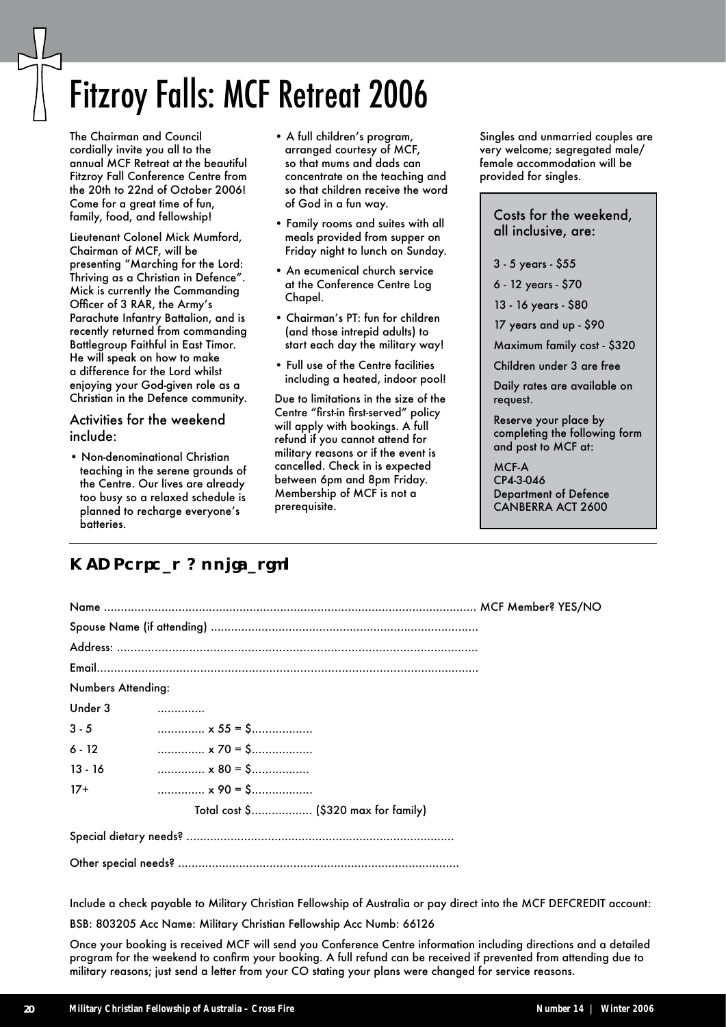# Fitzroy Falls: MCF Retreat 2006

The Chairman and Council cordially invite you all to the annual MCF Retreat at the beautiful Fitzroy Fall Conference Centre from the 20th to 22nd of October 2006! Come for a great time of fun, family, food, and fellowship!

Lieutenant Colonel Mick Mumford, Chairman of MCF, will be presenting "Marching for the Lord: Thriving as a Christian in Defence". Mick is currently the Commanding Officer of 3 RAR, the Army's Parachute Infantry Battalion, and is recently returned from commanding Battlegroup Faithful in East Timor. He will speak on how to make a difference for the Lord whilst enjoying your God-given role as a Christian in the Defence community.

### Activities for the weekend include:

- Non-denominational Christian teaching in the serene grounds of the Centre. Our lives are already too busy so a relaxed schedule is planned to recharge everyone's batteries.
- A full children's program, arranged courtesy of MCF, so that mums and dads can concentrate on the teaching and so that children receive the word of God in a fun way.
- Family rooms and suites with all meals provided from supper on Friday night to lunch on Sunday.
- An ecumenical church service at the Conference Centre Log Chapel.
- Chairman's PT: fun for children (and those intrepid adults) to start each day the military way!
- Full use of the Centre facilities including a heated, indoor pool!

Due to limitations in the size of the Centre "first-in first-served" policy will apply with bookings. A full refund if you cannot attend for military reasons or if the event is cancelled. Check in is expected between 6pm and 8pm Friday. Membership of MCF is not a prerequisite.

Singles and unmarried couples are very welcome; segregated male/female accommodation will be provided for singles.

### Costs for the weekend, all inclusive, are:

3 - 5 years - $55

6 - 12 years - $70

13 - 16 years - $80

17 years and up - $90

Maximum family cost - $320

Children under 3 are free

Daily rates are available on request.

Reserve your place by completing the following form and post to MCF at:

MCF-A
CP4-3-046
Department of Defence
CANBERRA ACT 2600

## K AD Pcrpc_r ? nnjga_rgml

Name ........................................................................................................... MCF Member? YES/NO

Spouse Name (if attending) .............................................................................

Address: ........................................................................................................

Email..............................................................................................................

Numbers Attending:

Under 3 .............

3 - 5 ............. x 55 = $.................

6 - 12 ............. x 70 = $.................

13 - 16 ............. x 80 = $................

17+ ............. x 90 = $.................

Total cost $................. ($320 max for family)

Special dietary needs? .............................................................................

Other special needs? .................................................................................

Include a check payable to Military Christian Fellowship of Australia or pay direct into the MCF DEFCREDIT account:

BSB: 803205 Acc Name: Military Christian Fellowship Acc Numb: 66126

Once your booking is received MCF will send you Conference Centre information including directions and a detailed program for the weekend to confirm your booking. A full refund can be received if prevented from attending due to military reasons; just send a letter from your CO stating your plans were changed for service reasons.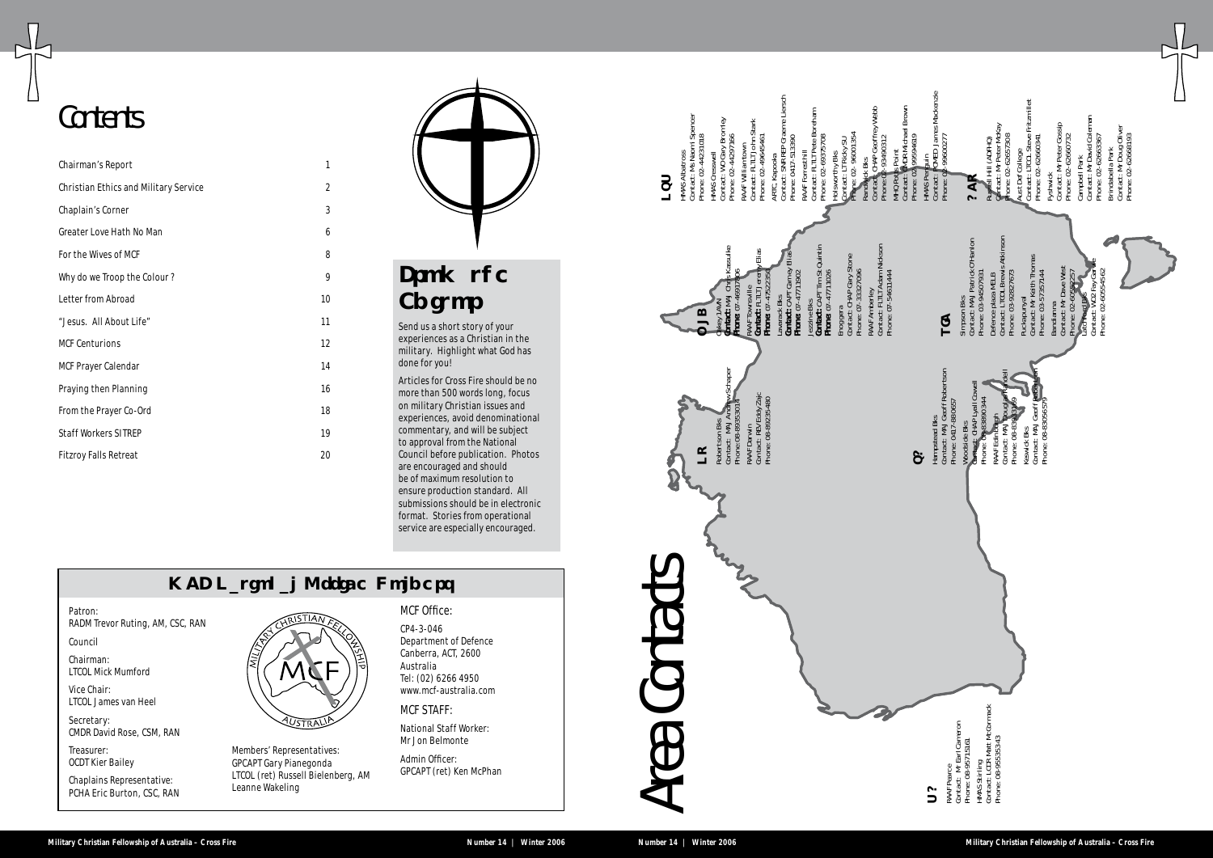# Contents

| | |
|---|---|
| Chairman's Report | 1 |
| Christian Ethics and Military Service | 2 |
| Chaplain's Corner | 3 |
| Greater Love Hath No Man | 6 |
| For the Wives of MCF | 8 |
| Why do we Troop the Colour ? | 9 |
| Letter from Abroad | 10 |
| "Jesus. All About Life" | 11 |
| MCF Centurions | 12 |
| MCF Prayer Calendar | 14 |
| Praying then Planning | 16 |
| From the Prayer Co-Ord | 18 |
| Staff Workers SITREP | 19 |
| Fitzroy Falls Retreat | 20 |

## Dqmk rfc Cbgrmp

Send us a short story of your experiences as a Christian in the military. Highlight what God has done for you!

Articles for Cross Fire should be no more than 500 words long, focus on military Christian issues and experiences, avoid denominational commentary, and will be subject to approval from the National Council before publication. Photos are encouraged and should be of maximum resolution to ensure production standard. All submissions should be in electronic format. Stories from operational service are especially encouraged.

## KAD L_rgml _j Mddgac Fmjb cpq

Patron:
RADM Trevor Ruting, AM, CSC, RAN

Council

Chairman:
LTCOL Mick Mumford

Vice Chair:
LTCOL James van Heel

Secretary:
CMDR David Rose, CSM, RAN

Treasurer:
OCDT Kier Bailey

Chaplains Representative:
PCHA Eric Burton, CSC, RAN

Members' Representatives:
GPCAPT Gary Pianegonda
LTCOL (ret) Russell Bielenberg, AM
Leanne Wakeling

MCF Office:

CP4-3-046
Department of Defence
Canberra, ACT, 2600
Australia
Tel: (02) 6266 4950
www.mcf-australia.com

MCF STAFF:

National Staff Worker:
Mr Jon Belmonte

Admin Officer:
GPCAPT (ret) Ken McPhan

# Area Contacts

### U?

RAAF Pearce
Contact: Mr Earl Cameron
Phone: 08-95715161

HMAS Stirling
Contact: LCDR Matt McCormack
Phone: 08-95535343

### LR

Robertson Bks
Contact: MAJ Andrew Schaper
Phone: 08-89353014

RAAF Darwin
Contact: SQNLDR Eddy Zajic
Phone: 08-89235480

### Q?

Hampstead Bks
Contact: MAJ Geoff Robertson
Phone: 0417-880657

Woodside Bks
Contact: CHAP Lyall Cowell
Phone: 08-83890344

RAAF Edinburgh
Contact: MAJ Douglas Randall
Phone: 08-83933369

Keswick Bks
Contact: MAJ Geoff Robertson
Phone: 08-83056579

### OJB

Oakey 1AVN
**Contact:** MAJ Chris Kassulke
**Phone:** 07-46917606

RAAF Townsville
**Contact:** FLTLT Jeremy Elias
**Phone:** 07-47522350

Lavarack Bks
**Contact:** CAPT Garry Elias
**Phone:** 07-47711902

Jezzine Bks
**Contact:** CAPT Tim St Quintin
**Phone:** 07-47711026

Enoggera
Contact: CHAP Gary Stone
Phone: 07-33327096

RAAF Amberley
Contact: FLTLT Adam Nickson
Phone: 07-54611444

### TGA

Simpson Bks
Contact: MAJ Patrick O'Hanlon
Phone: 03-94507931

Defence plaza MELB
Contact: LTCOL Brewis Atkinson
Phone: 03-92827673

Puckapunyal
Contact: Mr Keith Thomas
Phone: 03-57357144

Bandiana
Contact: Mr Dave West
Phone: 02-60552257

Latchford Bks
Contact: WO2 Fay Garrett
Phone: 02-60554562

### LQU

HMAS Albatross
Contact: Ms Naomi Spencer
Phone: 02-44231018

HMAS Cresswell
Contact: WO Gary Bromley
Phone: 02-44297166

RAAF Williamtown
Contact: FLTLT John Stark
Phone: 02-49645461

ARTC, Kapooka
Contact: SNR REP Graeme Liersch
Phone: 0417-513990

RAAF Richmond
Contact: FLTLT Pete Boreham
Phone: 02-69375708

Holsworthy Bks
Contact: LT Ricky SU
Phone: 02- 96001354

Randwick Bks
Contact: CHAP Geoffrey Webb
Phone: 02-93490312

MHQ Potts Point
Contact: WO Michael Brown
Phone: 02-99594619

HMAS Penguin
Contact: POMED James Mackenzie
Phone: 02-99600277

### ?AR

Russell Hill (ADHQ)
Contact: Mr Peter McKay
Phone: 02-62657308

Duntroon College
Contact: LTCOL Steve Fritzmillet
Phone: 02-62660341

Fyshwick
Contact: Mr Peter Gossip
Phone: 02-62660732

Campbell Park
Contact: Mr David Coleman
Phone: 02-62665367

Brindabella Park
Contact: Mr Doug Oliver
Phone: 02-62668193